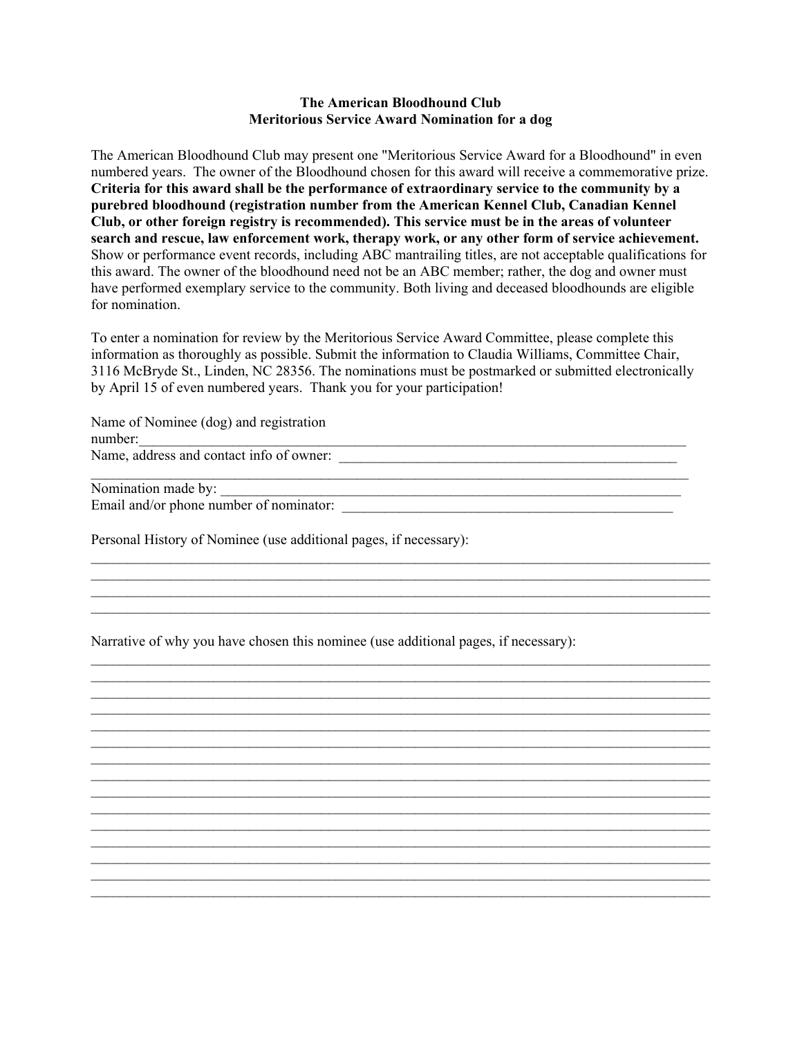**The American Bloodhound Club**
**Meritorious Service Award Nomination for a dog**

The American Bloodhound Club may present one "Meritorious Service Award for a Bloodhound" in even numbered years. The owner of the Bloodhound chosen for this award will receive a commemorative prize. **Criteria for this award shall be the performance of extraordinary service to the community by a purebred bloodhound (registration number from the American Kennel Club, Canadian Kennel Club, or other foreign registry is recommended). This service must be in the areas of volunteer search and rescue, law enforcement work, therapy work, or any other form of service achievement.** Show or performance event records, including ABC mantrailing titles, are not acceptable qualifications for this award. The owner of the bloodhound need not be an ABC member; rather, the dog and owner must have performed exemplary service to the community. Both living and deceased bloodhounds are eligible for nomination.

To enter a nomination for review by the Meritorious Service Award Committee, please complete this information as thoroughly as possible. Submit the information to Claudia Williams, Committee Chair, 3116 McBryde St., Linden, NC 28356. The nominations must be postmarked or submitted electronically by April 15 of even numbered years. Thank you for your participation!

Name of Nominee (dog) and registration number:_______________________________________________________________________________

Name, address and contact info of owner: _________________________________________________

_______________________________________________________________________________

Nomination made by: ___________________________________________________________________

Email and/or phone number of nominator: _______________________________________________

Personal History of Nominee (use additional pages, if necessary):

_______________________________________________________________________________
_______________________________________________________________________________
_______________________________________________________________________________
_______________________________________________________________________________

Narrative of why you have chosen this nominee (use additional pages, if necessary):

_______________________________________________________________________________
_______________________________________________________________________________
_______________________________________________________________________________
_______________________________________________________________________________
_______________________________________________________________________________
_______________________________________________________________________________
_______________________________________________________________________________
_______________________________________________________________________________
_______________________________________________________________________________
_______________________________________________________________________________
_______________________________________________________________________________
_______________________________________________________________________________
_______________________________________________________________________________
_______________________________________________________________________________
_______________________________________________________________________________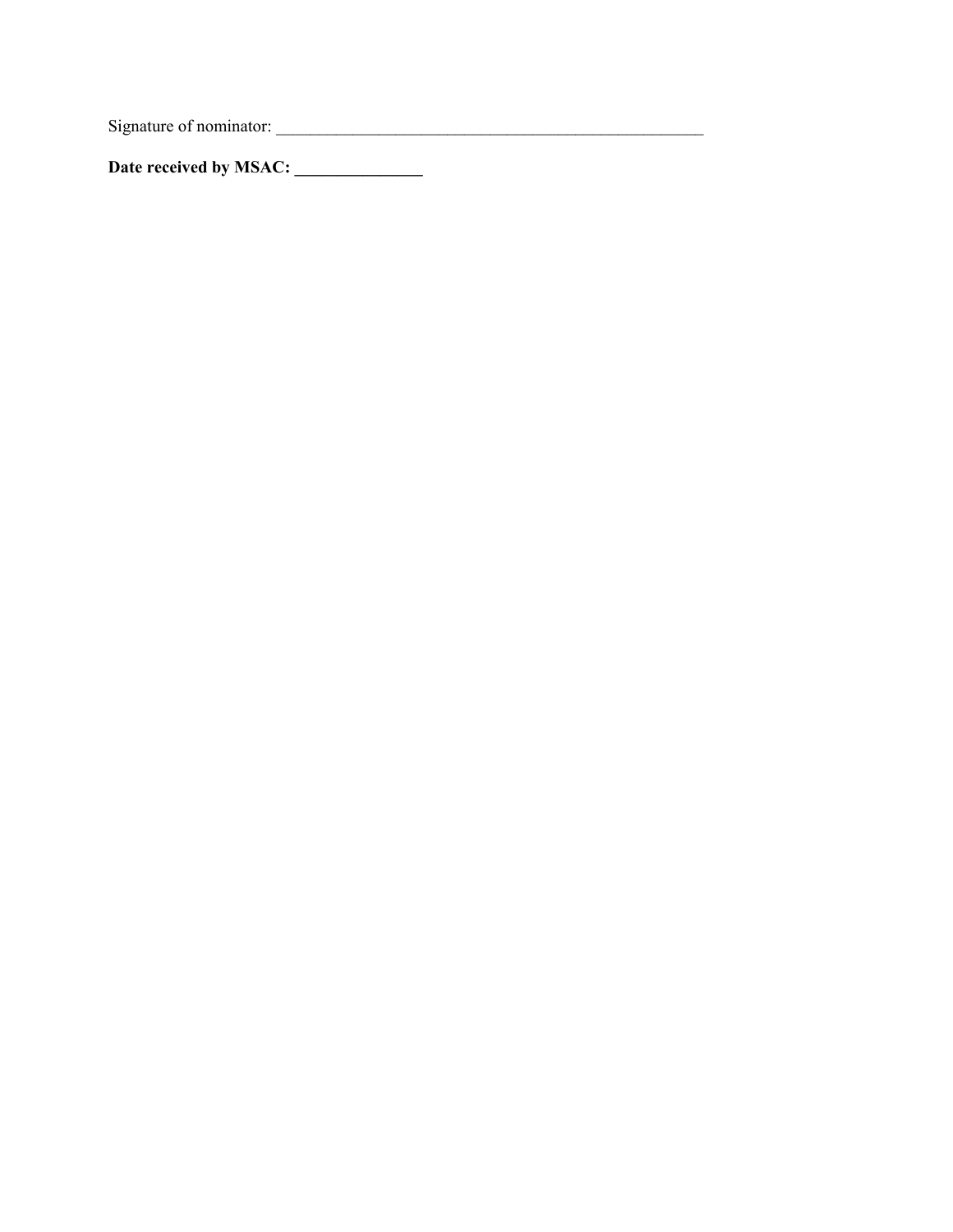Signature of nominator: ____________________________________________________

**Date received by MSAC: _______________**